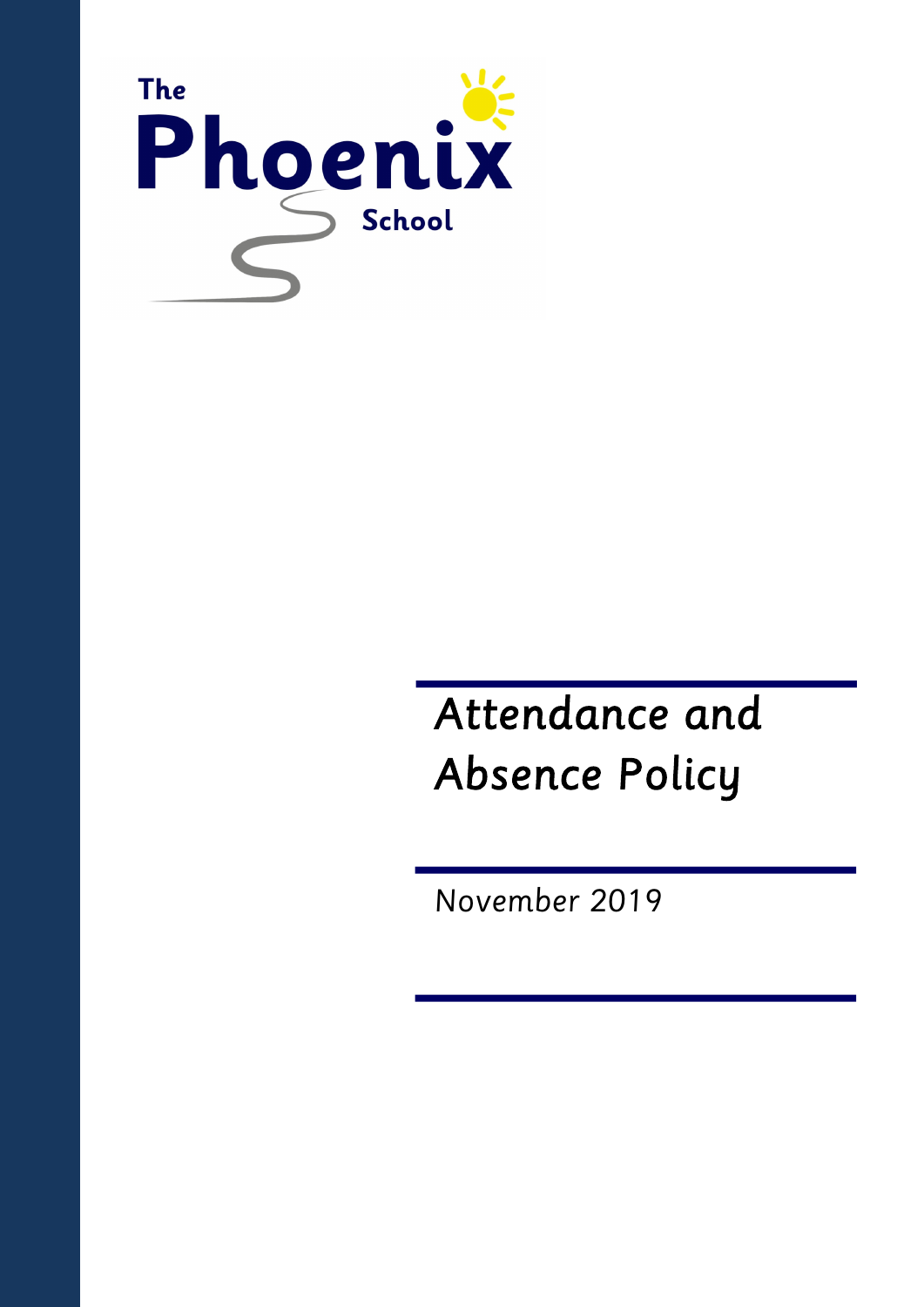The Phoenix School

# Attendance and Absence Policy

November 2019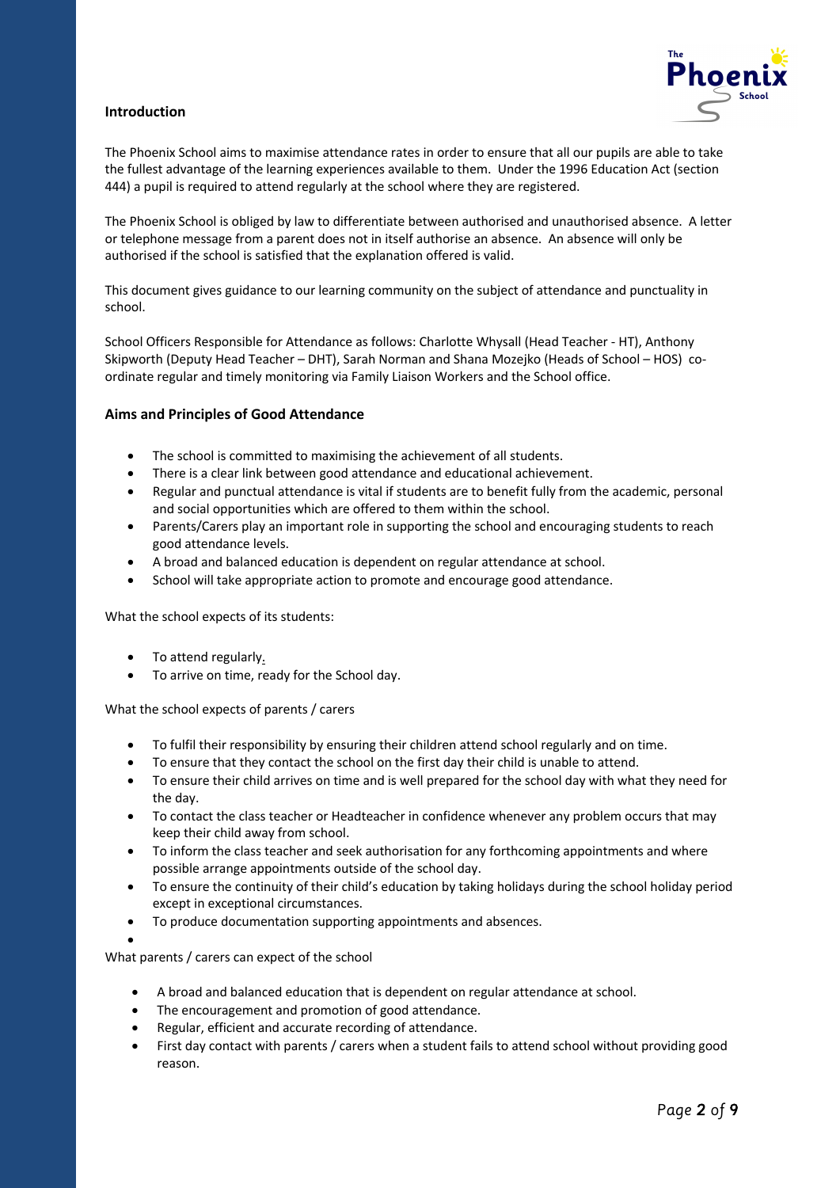## Introduction

The Phoenix School aims to maximise attendance rates in order to ensure that all our pupils are able to take the fullest advantage of the learning experiences available to them. Under the 1996 Education Act (section 444) a pupil is required to attend regularly at the school where they are registered.

The Phoenix School is obliged by law to differentiate between authorised and unauthorised absence. A letter or telephone message from a parent does not in itself authorise an absence. An absence will only be authorised if the school is satisfied that the explanation offered is valid.

This document gives guidance to our learning community on the subject of attendance and punctuality in school.

School Officers Responsible for Attendance as follows: Charlotte Whysall (Head Teacher - HT), Anthony Skipworth (Deputy Head Teacher – DHT), Sarah Norman and Shana Mozejko (Heads of School – HOS) co-ordinate regular and timely monitoring via Family Liaison Workers and the School office.

## Aims and Principles of Good Attendance

- The school is committed to maximising the achievement of all students.
- There is a clear link between good attendance and educational achievement.
- Regular and punctual attendance is vital if students are to benefit fully from the academic, personal and social opportunities which are offered to them within the school.
- Parents/Carers play an important role in supporting the school and encouraging students to reach good attendance levels.
- A broad and balanced education is dependent on regular attendance at school.
- School will take appropriate action to promote and encourage good attendance.

What the school expects of its students:

- To attend regularly.
- To arrive on time, ready for the School day.

What the school expects of parents / carers

- To fulfil their responsibility by ensuring their children attend school regularly and on time.
- To ensure that they contact the school on the first day their child is unable to attend.
- To ensure their child arrives on time and is well prepared for the school day with what they need for the day.
- To contact the class teacher or Headteacher in confidence whenever any problem occurs that may keep their child away from school.
- To inform the class teacher and seek authorisation for any forthcoming appointments and where possible arrange appointments outside of the school day.
- To ensure the continuity of their child's education by taking holidays during the school holiday period except in exceptional circumstances.
- To produce documentation supporting appointments and absences.

What parents / carers can expect of the school

- A broad and balanced education that is dependent on regular attendance at school.
- The encouragement and promotion of good attendance.
- Regular, efficient and accurate recording of attendance.
- First day contact with parents / carers when a student fails to attend school without providing good reason.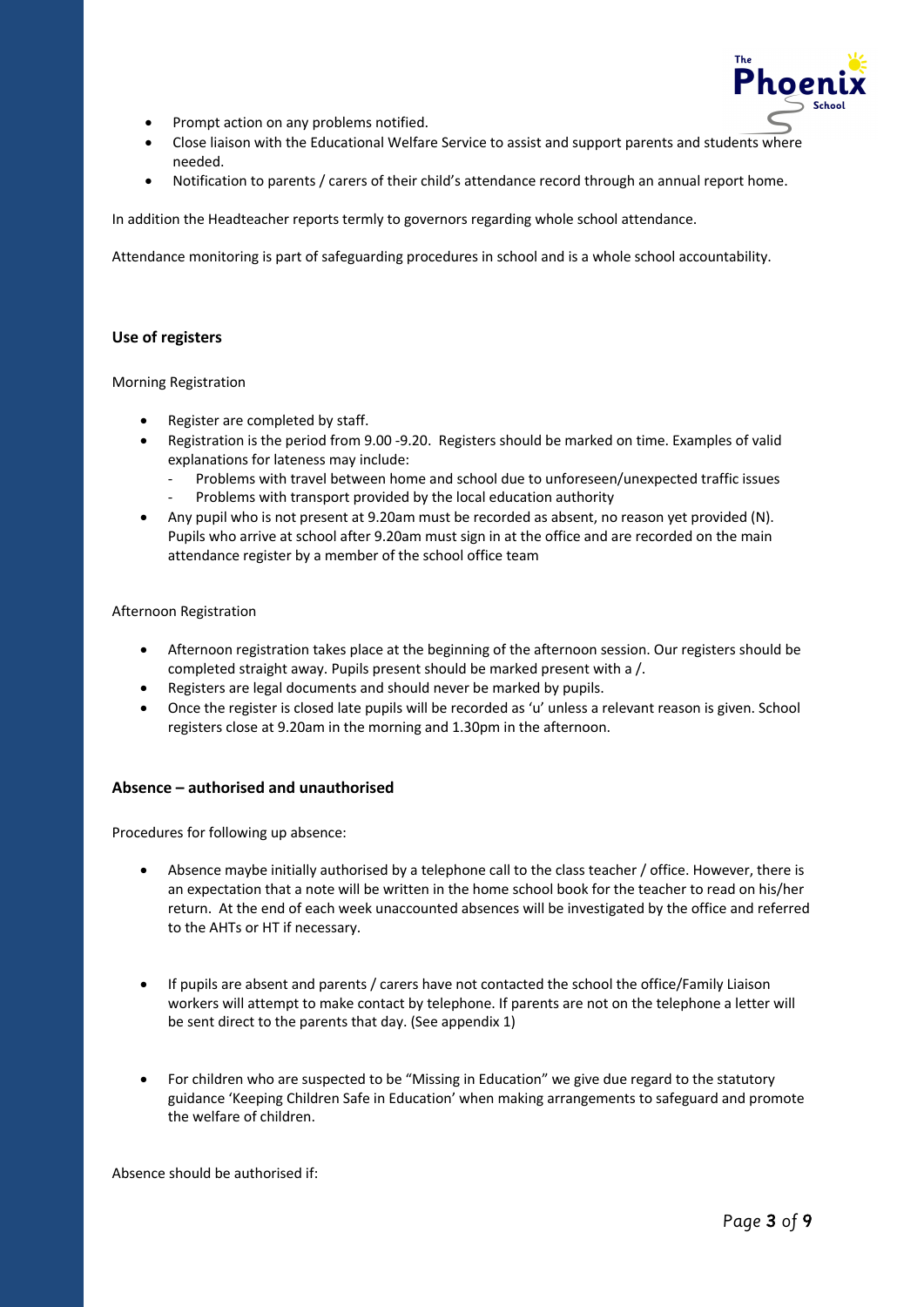- Prompt action on any problems notified.
- Close liaison with the Educational Welfare Service to assist and support parents and students where needed.
- Notification to parents / carers of their child's attendance record through an annual report home.

In addition the Headteacher reports termly to governors regarding whole school attendance.

Attendance monitoring is part of safeguarding procedures in school and is a whole school accountability.

## Use of registers

Morning Registration

- Register are completed by staff.
- Registration is the period from 9.00 -9.20. Registers should be marked on time. Examples of valid explanations for lateness may include:
  - Problems with travel between home and school due to unforeseen/unexpected traffic issues
  - Problems with transport provided by the local education authority
- Any pupil who is not present at 9.20am must be recorded as absent, no reason yet provided (N). Pupils who arrive at school after 9.20am must sign in at the office and are recorded on the main attendance register by a member of the school office team

Afternoon Registration

- Afternoon registration takes place at the beginning of the afternoon session. Our registers should be completed straight away. Pupils present should be marked present with a /.
- Registers are legal documents and should never be marked by pupils.
- Once the register is closed late pupils will be recorded as 'u' unless a relevant reason is given. School registers close at 9.20am in the morning and 1.30pm in the afternoon.

## Absence – authorised and unauthorised

Procedures for following up absence:

- Absence maybe initially authorised by a telephone call to the class teacher / office. However, there is an expectation that a note will be written in the home school book for the teacher to read on his/her return. At the end of each week unaccounted absences will be investigated by the office and referred to the AHTs or HT if necessary.

- If pupils are absent and parents / carers have not contacted the school the office/Family Liaison workers will attempt to make contact by telephone. If parents are not on the telephone a letter will be sent direct to the parents that day. (See appendix 1)

- For children who are suspected to be "Missing in Education" we give due regard to the statutory guidance 'Keeping Children Safe in Education' when making arrangements to safeguard and promote the welfare of children.

Absence should be authorised if: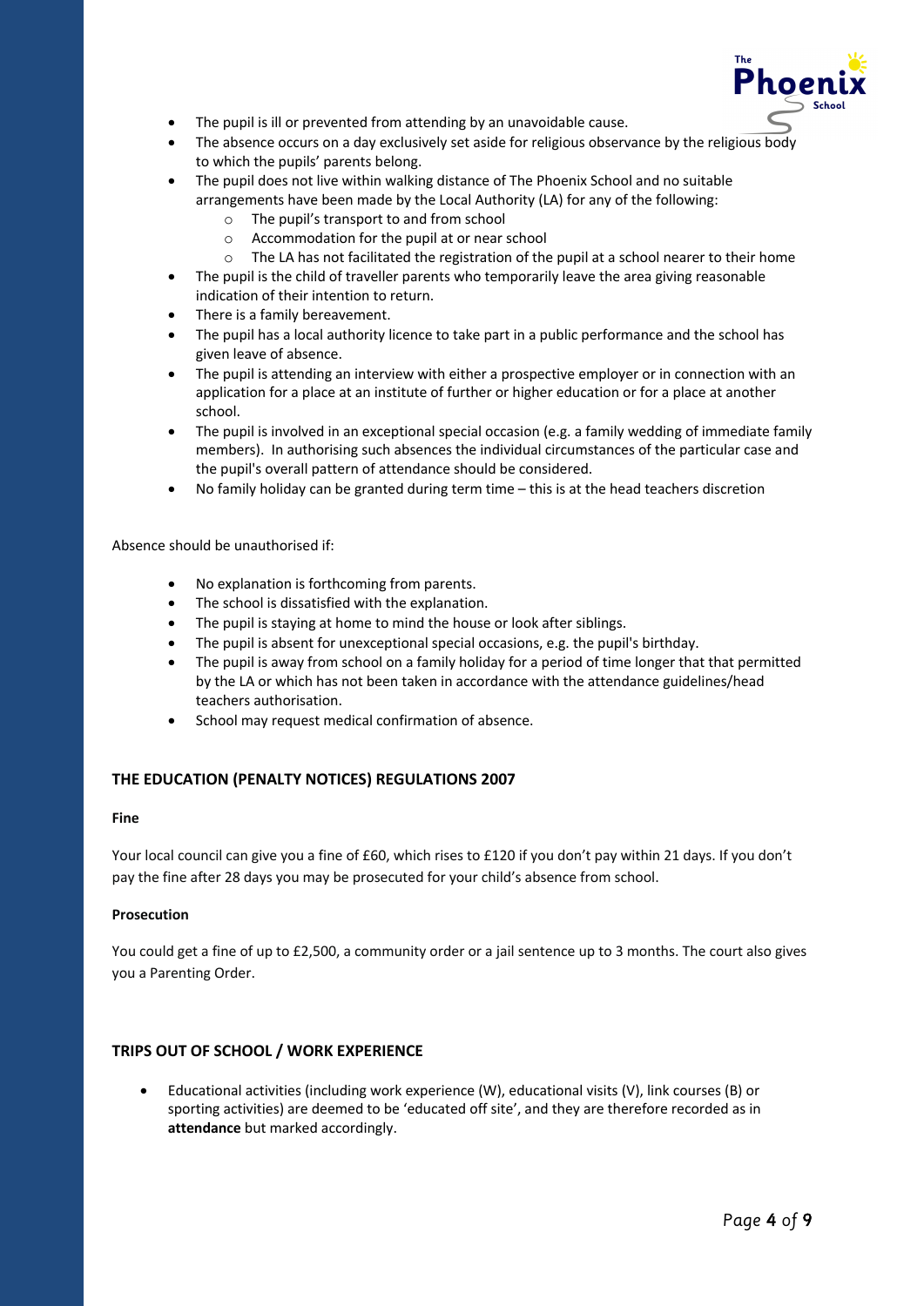- The pupil is ill or prevented from attending by an unavoidable cause.
- The absence occurs on a day exclusively set aside for religious observance by the religious body to which the pupils' parents belong.
- The pupil does not live within walking distance of The Phoenix School and no suitable arrangements have been made by the Local Authority (LA) for any of the following:
  - The pupil's transport to and from school
  - Accommodation for the pupil at or near school
  - The LA has not facilitated the registration of the pupil at a school nearer to their home
- The pupil is the child of traveller parents who temporarily leave the area giving reasonable indication of their intention to return.
- There is a family bereavement.
- The pupil has a local authority licence to take part in a public performance and the school has given leave of absence.
- The pupil is attending an interview with either a prospective employer or in connection with an application for a place at an institute of further or higher education or for a place at another school.
- The pupil is involved in an exceptional special occasion (e.g. a family wedding of immediate family members). In authorising such absences the individual circumstances of the particular case and the pupil's overall pattern of attendance should be considered.
- No family holiday can be granted during term time – this is at the head teachers discretion

Absence should be unauthorised if:

- No explanation is forthcoming from parents.
- The school is dissatisfied with the explanation.
- The pupil is staying at home to mind the house or look after siblings.
- The pupil is absent for unexceptional special occasions, e.g. the pupil's birthday.
- The pupil is away from school on a family holiday for a period of time longer that that permitted by the LA or which has not been taken in accordance with the attendance guidelines/head teachers authorisation.
- School may request medical confirmation of absence.

## THE EDUCATION (PENALTY NOTICES) REGULATIONS 2007

**Fine**

Your local council can give you a fine of £60, which rises to £120 if you don't pay within 21 days. If you don't pay the fine after 28 days you may be prosecuted for your child's absence from school.

**Prosecution**

You could get a fine of up to £2,500, a community order or a jail sentence up to 3 months. The court also gives you a Parenting Order.

## TRIPS OUT OF SCHOOL / WORK EXPERIENCE

- Educational activities (including work experience (W), educational visits (V), link courses (B) or sporting activities) are deemed to be 'educated off site', and they are therefore recorded as in **attendance** but marked accordingly.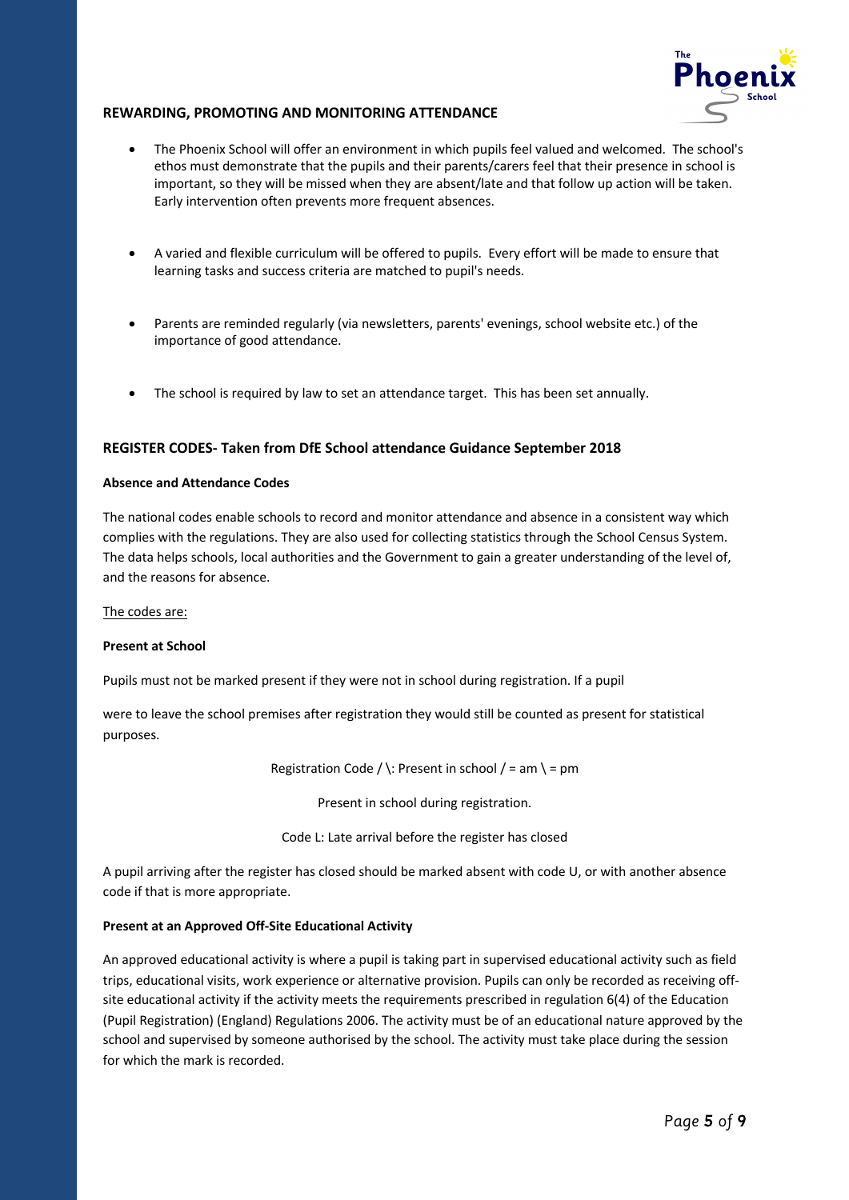## REWARDING, PROMOTING AND MONITORING ATTENDANCE

- The Phoenix School will offer an environment in which pupils feel valued and welcomed. The school's ethos must demonstrate that the pupils and their parents/carers feel that their presence in school is important, so they will be missed when they are absent/late and that follow up action will be taken. Early intervention often prevents more frequent absences.
- A varied and flexible curriculum will be offered to pupils. Every effort will be made to ensure that learning tasks and success criteria are matched to pupil's needs.
- Parents are reminded regularly (via newsletters, parents' evenings, school website etc.) of the importance of good attendance.
- The school is required by law to set an attendance target. This has been set annually.

## REGISTER CODES- Taken from DfE School attendance Guidance September 2018

**Absence and Attendance Codes**

The national codes enable schools to record and monitor attendance and absence in a consistent way which complies with the regulations. They are also used for collecting statistics through the School Census System. The data helps schools, local authorities and the Government to gain a greater understanding of the level of, and the reasons for absence.

The codes are:

**Present at School**

Pupils must not be marked present if they were not in school during registration. If a pupil

were to leave the school premises after registration they would still be counted as present for statistical purposes.

Registration Code / \: Present in school / = am \ = pm

Present in school during registration.

Code L: Late arrival before the register has closed

A pupil arriving after the register has closed should be marked absent with code U, or with another absence code if that is more appropriate.

**Present at an Approved Off-Site Educational Activity**

An approved educational activity is where a pupil is taking part in supervised educational activity such as field trips, educational visits, work experience or alternative provision. Pupils can only be recorded as receiving off-site educational activity if the activity meets the requirements prescribed in regulation 6(4) of the Education (Pupil Registration) (England) Regulations 2006. The activity must be of an educational nature approved by the school and supervised by someone authorised by the school. The activity must take place during the session for which the mark is recorded.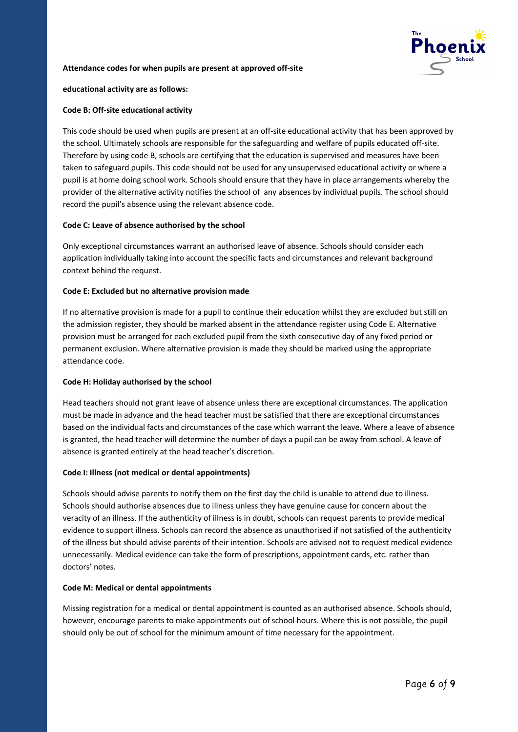**Attendance codes for when pupils are present at approved off-site educational activity are as follows:**

**Code B: Off-site educational activity**

This code should be used when pupils are present at an off-site educational activity that has been approved by the school. Ultimately schools are responsible for the safeguarding and welfare of pupils educated off-site. Therefore by using code B, schools are certifying that the education is supervised and measures have been taken to safeguard pupils. This code should not be used for any unsupervised educational activity or where a pupil is at home doing school work. Schools should ensure that they have in place arrangements whereby the provider of the alternative activity notifies the school of any absences by individual pupils. The school should record the pupil's absence using the relevant absence code.

**Code C: Leave of absence authorised by the school**

Only exceptional circumstances warrant an authorised leave of absence. Schools should consider each application individually taking into account the specific facts and circumstances and relevant background context behind the request.

**Code E: Excluded but no alternative provision made**

If no alternative provision is made for a pupil to continue their education whilst they are excluded but still on the admission register, they should be marked absent in the attendance register using Code E. Alternative provision must be arranged for each excluded pupil from the sixth consecutive day of any fixed period or permanent exclusion. Where alternative provision is made they should be marked using the appropriate attendance code.

**Code H: Holiday authorised by the school**

Head teachers should not grant leave of absence unless there are exceptional circumstances. The application must be made in advance and the head teacher must be satisfied that there are exceptional circumstances based on the individual facts and circumstances of the case which warrant the leave. Where a leave of absence is granted, the head teacher will determine the number of days a pupil can be away from school. A leave of absence is granted entirely at the head teacher's discretion.

**Code I: Illness (not medical or dental appointments)**

Schools should advise parents to notify them on the first day the child is unable to attend due to illness. Schools should authorise absences due to illness unless they have genuine cause for concern about the veracity of an illness. If the authenticity of illness is in doubt, schools can request parents to provide medical evidence to support illness. Schools can record the absence as unauthorised if not satisfied of the authenticity of the illness but should advise parents of their intention. Schools are advised not to request medical evidence unnecessarily. Medical evidence can take the form of prescriptions, appointment cards, etc. rather than doctors' notes.

**Code M: Medical or dental appointments**

Missing registration for a medical or dental appointment is counted as an authorised absence. Schools should, however, encourage parents to make appointments out of school hours. Where this is not possible, the pupil should only be out of school for the minimum amount of time necessary for the appointment.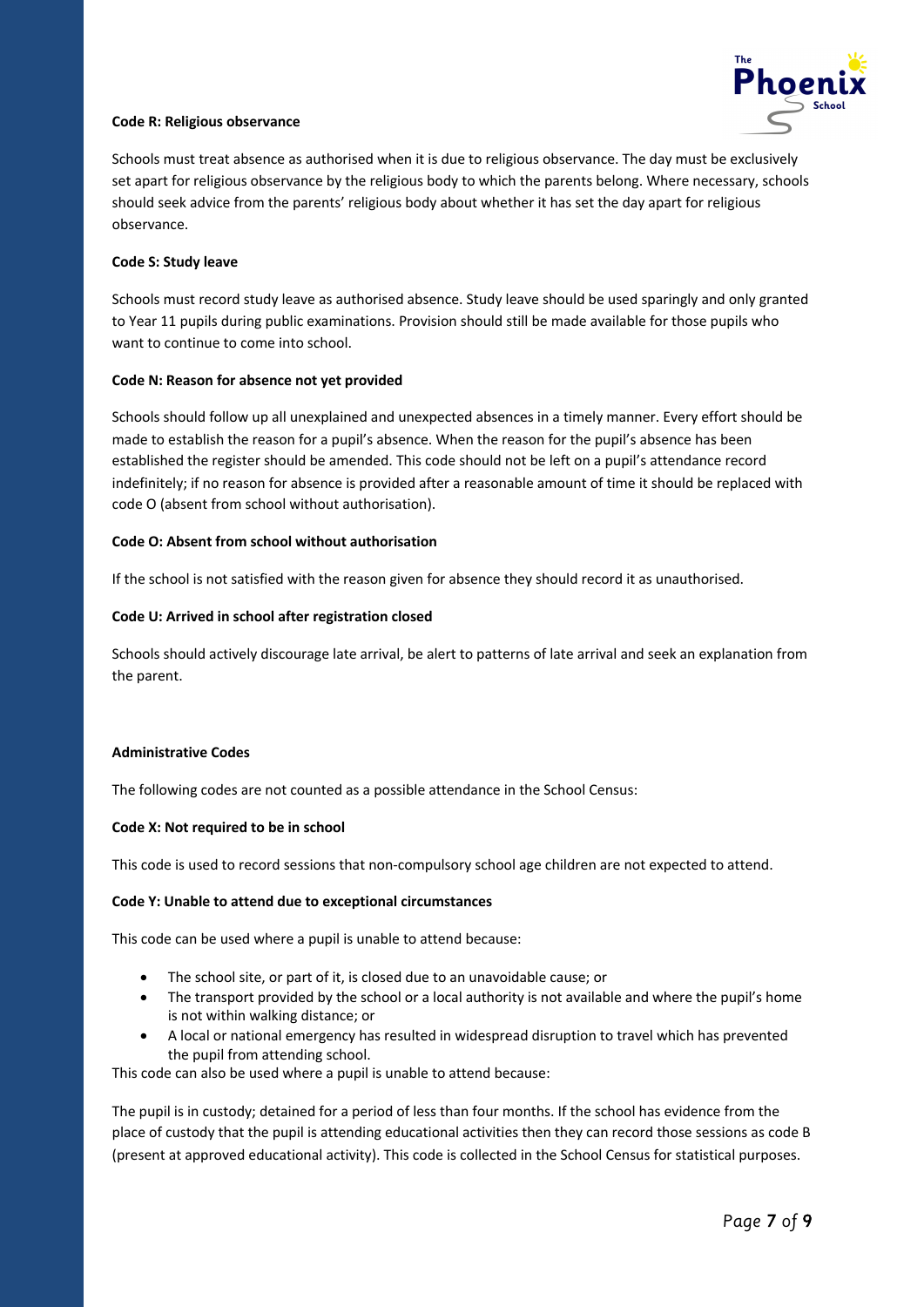**Code R: Religious observance**

Schools must treat absence as authorised when it is due to religious observance. The day must be exclusively set apart for religious observance by the religious body to which the parents belong. Where necessary, schools should seek advice from the parents' religious body about whether it has set the day apart for religious observance.

**Code S: Study leave**

Schools must record study leave as authorised absence. Study leave should be used sparingly and only granted to Year 11 pupils during public examinations. Provision should still be made available for those pupils who want to continue to come into school.

**Code N: Reason for absence not yet provided**

Schools should follow up all unexplained and unexpected absences in a timely manner. Every effort should be made to establish the reason for a pupil's absence. When the reason for the pupil's absence has been established the register should be amended. This code should not be left on a pupil's attendance record indefinitely; if no reason for absence is provided after a reasonable amount of time it should be replaced with code O (absent from school without authorisation).

**Code O: Absent from school without authorisation**

If the school is not satisfied with the reason given for absence they should record it as unauthorised.

**Code U: Arrived in school after registration closed**

Schools should actively discourage late arrival, be alert to patterns of late arrival and seek an explanation from the parent.

**Administrative Codes**

The following codes are not counted as a possible attendance in the School Census:

**Code X: Not required to be in school**

This code is used to record sessions that non-compulsory school age children are not expected to attend.

**Code Y: Unable to attend due to exceptional circumstances**

This code can be used where a pupil is unable to attend because:

- The school site, or part of it, is closed due to an unavoidable cause; or
- The transport provided by the school or a local authority is not available and where the pupil's home is not within walking distance; or
- A local or national emergency has resulted in widespread disruption to travel which has prevented the pupil from attending school.

This code can also be used where a pupil is unable to attend because:

The pupil is in custody; detained for a period of less than four months. If the school has evidence from the place of custody that the pupil is attending educational activities then they can record those sessions as code B (present at approved educational activity). This code is collected in the School Census for statistical purposes.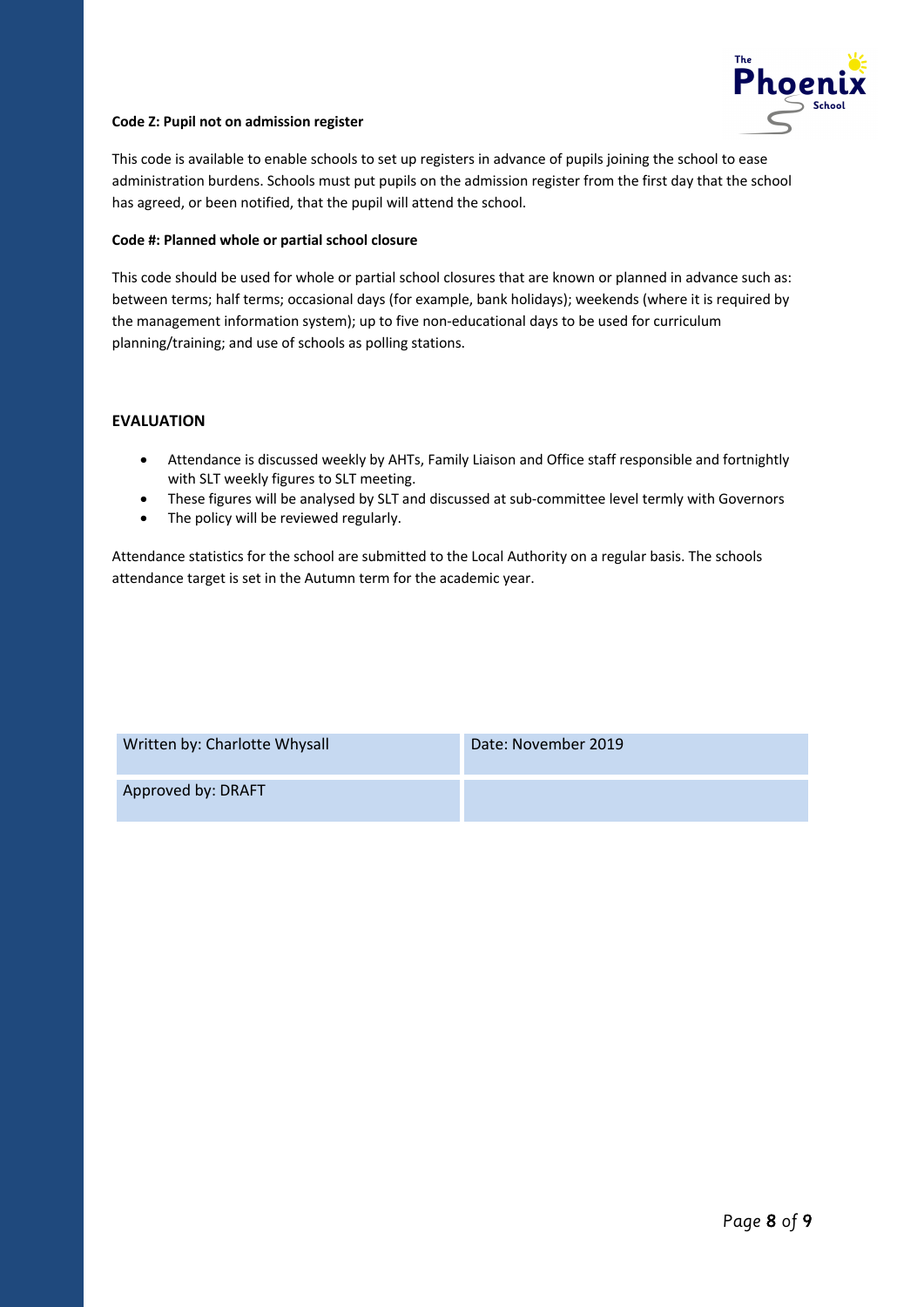**Code Z: Pupil not on admission register**

This code is available to enable schools to set up registers in advance of pupils joining the school to ease administration burdens. Schools must put pupils on the admission register from the first day that the school has agreed, or been notified, that the pupil will attend the school.

**Code #: Planned whole or partial school closure**

This code should be used for whole or partial school closures that are known or planned in advance such as: between terms; half terms; occasional days (for example, bank holidays); weekends (where it is required by the management information system); up to five non-educational days to be used for curriculum planning/training; and use of schools as polling stations.

## EVALUATION

- Attendance is discussed weekly by AHTs, Family Liaison and Office staff responsible and fortnightly with SLT weekly figures to SLT meeting.
- These figures will be analysed by SLT and discussed at sub-committee level termly with Governors
- The policy will be reviewed regularly.

Attendance statistics for the school are submitted to the Local Authority on a regular basis. The schools attendance target is set in the Autumn term for the academic year.

| Written by: Charlotte Whysall | Date: November 2019 |
|---|---|
| Approved by: DRAFT | |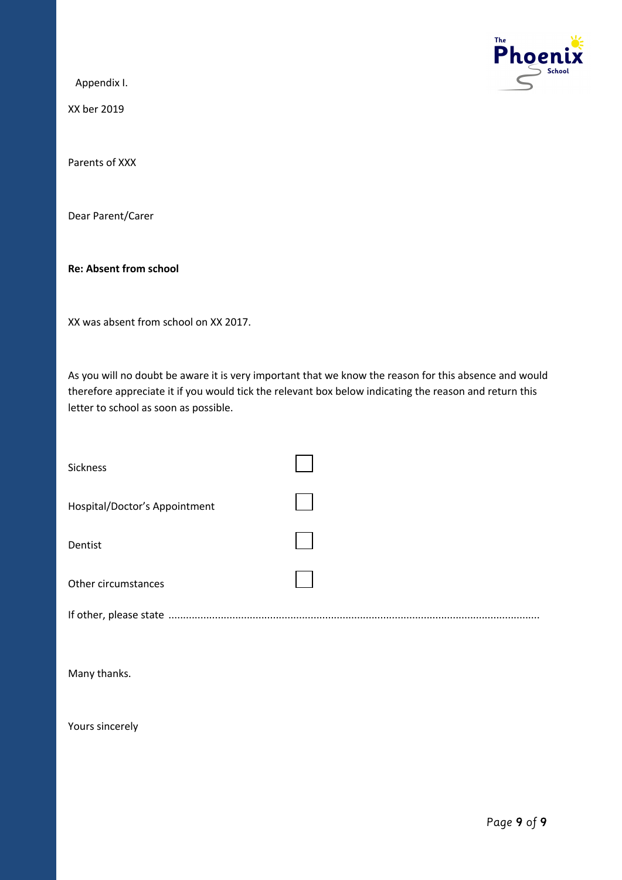Appendix I.

XX ber 2019

Parents of XXX

Dear Parent/Carer

**Re: Absent from school**

XX was absent from school on XX 2017.

As you will no doubt be aware it is very important that we know the reason for this absence and would therefore appreciate it if you would tick the relevant box below indicating the reason and return this letter to school as soon as possible.

Sickness ☐

Hospital/Doctor's Appointment ☐

Dentist ☐

Other circumstances ☐

If other, please state ..........................................................................................................................

Many thanks.

Yours sincerely